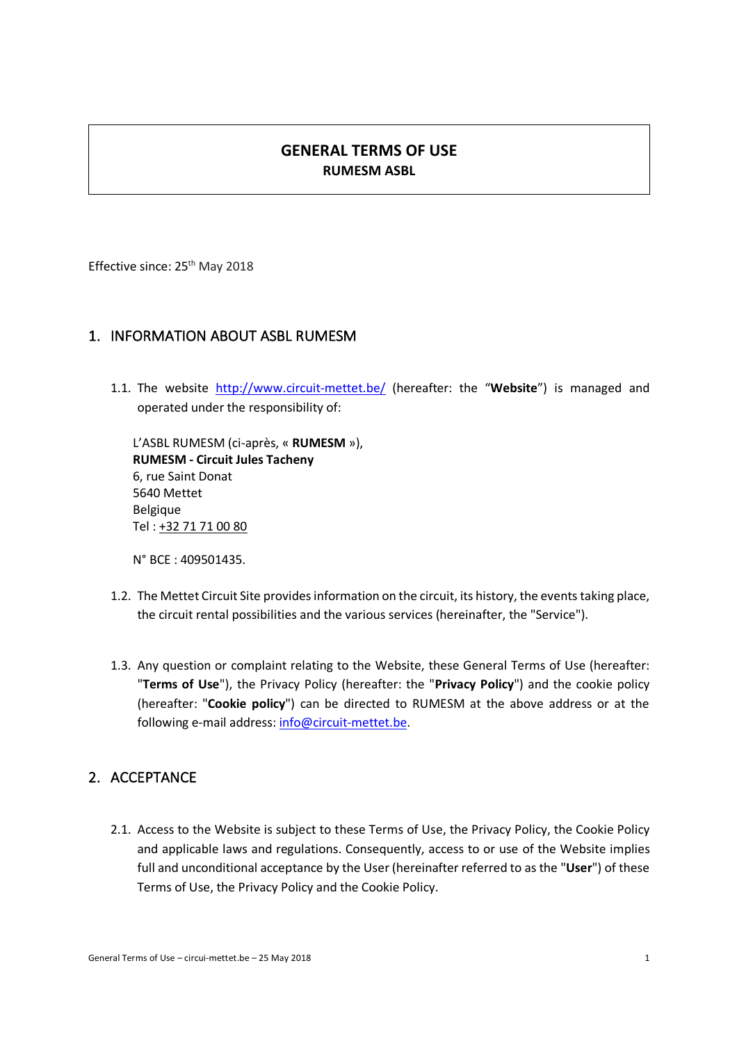# GENERAL TERMS OF USE

**RUMESM ASBL**

Effective since: 25th May 2018

## 1. INFORMATION ABOUT ASBL RUMESM

1.1. The website http://www.circuit-mettet.be/ (hereafter: the "**Website**") is managed and operated under the responsibility of:

L'ASBL RUMESM (ci-après, « **RUMESM** »),
**RUMESM - Circuit Jules Tacheny**
6, rue Saint Donat
5640 Mettet
Belgique
Tel : +32 71 71 00 80

N° BCE : 409501435.

1.2. The Mettet Circuit Site provides information on the circuit, its history, the events taking place, the circuit rental possibilities and the various services (hereinafter, the "Service").

1.3. Any question or complaint relating to the Website, these General Terms of Use (hereafter: "**Terms of Use**"), the Privacy Policy (hereafter: the "**Privacy Policy**") and the cookie policy (hereafter: "**Cookie policy**") can be directed to RUMESM at the above address or at the following e-mail address: info@circuit-mettet.be.

## 2. ACCEPTANCE

2.1. Access to the Website is subject to these Terms of Use, the Privacy Policy, the Cookie Policy and applicable laws and regulations. Consequently, access to or use of the Website implies full and unconditional acceptance by the User (hereinafter referred to as the "**User**") of these Terms of Use, the Privacy Policy and the Cookie Policy.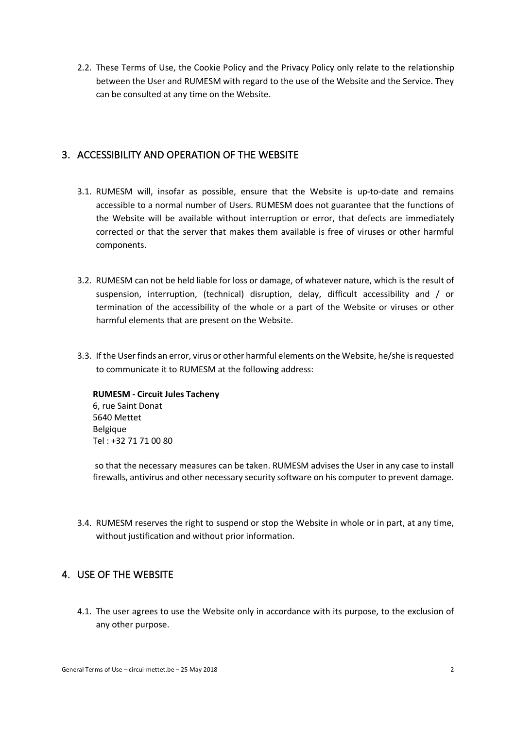2.2. These Terms of Use, the Cookie Policy and the Privacy Policy only relate to the relationship between the User and RUMESM with regard to the use of the Website and the Service. They can be consulted at any time on the Website.

## 3. ACCESSIBILITY AND OPERATION OF THE WEBSITE

3.1. RUMESM will, insofar as possible, ensure that the Website is up-to-date and remains accessible to a normal number of Users. RUMESM does not guarantee that the functions of the Website will be available without interruption or error, that defects are immediately corrected or that the server that makes them available is free of viruses or other harmful components.

3.2. RUMESM can not be held liable for loss or damage, of whatever nature, which is the result of suspension, interruption, (technical) disruption, delay, difficult accessibility and / or termination of the accessibility of the whole or a part of the Website or viruses or other harmful elements that are present on the Website.

3.3. If the User finds an error, virus or other harmful elements on the Website, he/she is requested to communicate it to RUMESM at the following address:

**RUMESM - Circuit Jules Tacheny**
6, rue Saint Donat
5640 Mettet
Belgique
Tel : +32 71 71 00 80

so that the necessary measures can be taken. RUMESM advises the User in any case to install firewalls, antivirus and other necessary security software on his computer to prevent damage.

3.4. RUMESM reserves the right to suspend or stop the Website in whole or in part, at any time, without justification and without prior information.

## 4. USE OF THE WEBSITE

4.1. The user agrees to use the Website only in accordance with its purpose, to the exclusion of any other purpose.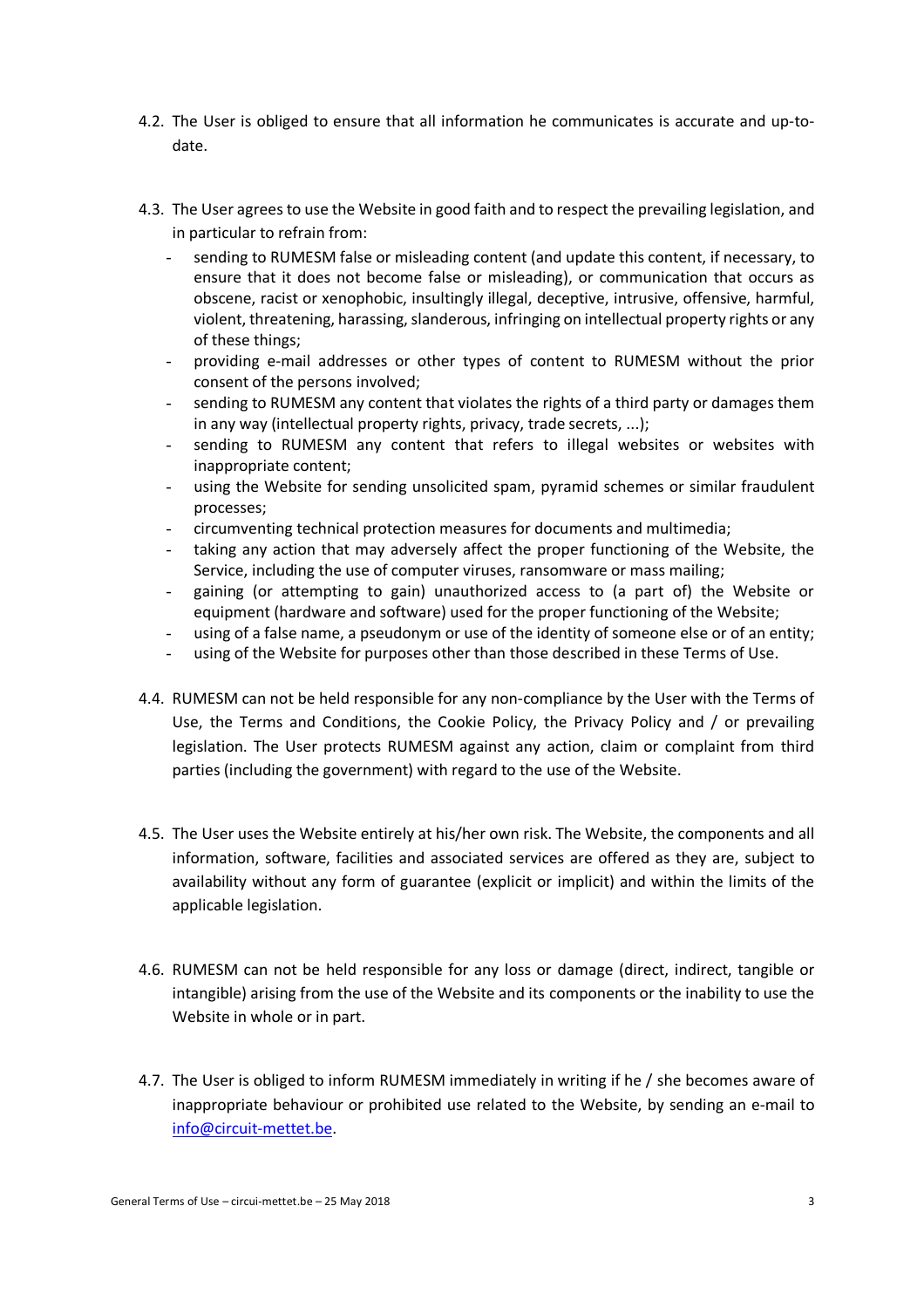4.2. The User is obliged to ensure that all information he communicates is accurate and up-to-date.

4.3. The User agrees to use the Website in good faith and to respect the prevailing legislation, and in particular to refrain from:

- sending to RUMESM false or misleading content (and update this content, if necessary, to ensure that it does not become false or misleading), or communication that occurs as obscene, racist or xenophobic, insultingly illegal, deceptive, intrusive, offensive, harmful, violent, threatening, harassing, slanderous, infringing on intellectual property rights or any of these things;
- providing e-mail addresses or other types of content to RUMESM without the prior consent of the persons involved;
- sending to RUMESM any content that violates the rights of a third party or damages them in any way (intellectual property rights, privacy, trade secrets, ...);
- sending to RUMESM any content that refers to illegal websites or websites with inappropriate content;
- using the Website for sending unsolicited spam, pyramid schemes or similar fraudulent processes;
- circumventing technical protection measures for documents and multimedia;
- taking any action that may adversely affect the proper functioning of the Website, the Service, including the use of computer viruses, ransomware or mass mailing;
- gaining (or attempting to gain) unauthorized access to (a part of) the Website or equipment (hardware and software) used for the proper functioning of the Website;
- using of a false name, a pseudonym or use of the identity of someone else or of an entity;
- using of the Website for purposes other than those described in these Terms of Use.

4.4. RUMESM can not be held responsible for any non-compliance by the User with the Terms of Use, the Terms and Conditions, the Cookie Policy, the Privacy Policy and / or prevailing legislation. The User protects RUMESM against any action, claim or complaint from third parties (including the government) with regard to the use of the Website.

4.5. The User uses the Website entirely at his/her own risk. The Website, the components and all information, software, facilities and associated services are offered as they are, subject to availability without any form of guarantee (explicit or implicit) and within the limits of the applicable legislation.

4.6. RUMESM can not be held responsible for any loss or damage (direct, indirect, tangible or intangible) arising from the use of the Website and its components or the inability to use the Website in whole or in part.

4.7. The User is obliged to inform RUMESM immediately in writing if he / she becomes aware of inappropriate behaviour or prohibited use related to the Website, by sending an e-mail to info@circuit-mettet.be.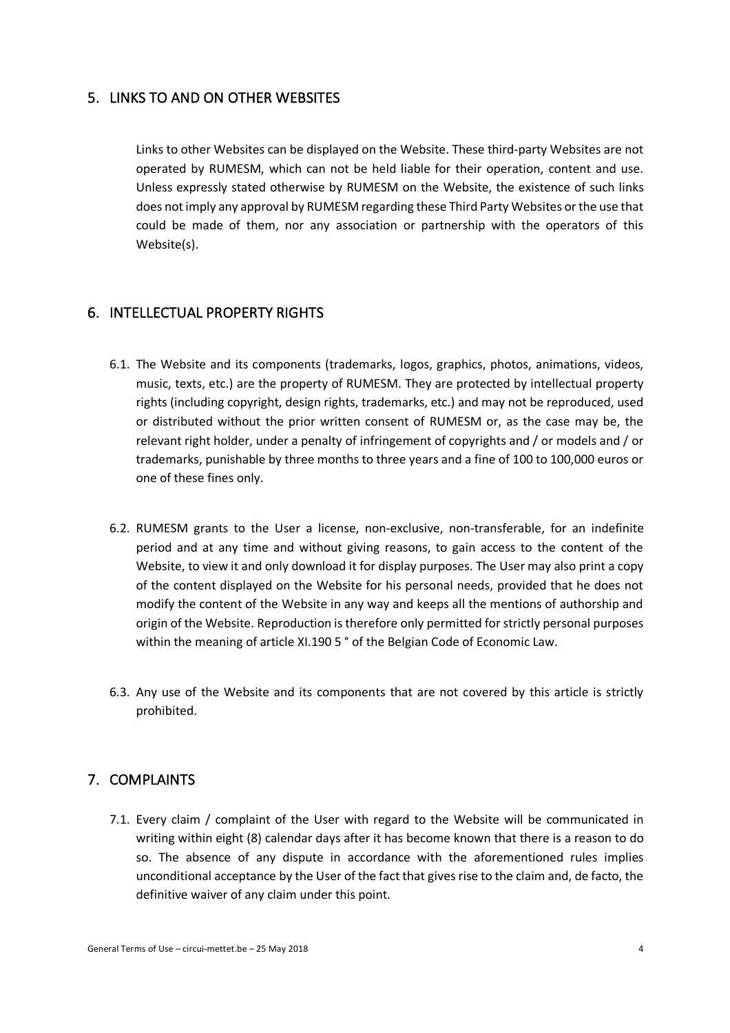## 5. LINKS TO AND ON OTHER WEBSITES

Links to other Websites can be displayed on the Website. These third-party Websites are not operated by RUMESM, which can not be held liable for their operation, content and use. Unless expressly stated otherwise by RUMESM on the Website, the existence of such links does not imply any approval by RUMESM regarding these Third Party Websites or the use that could be made of them, nor any association or partnership with the operators of this Website(s).

## 6. INTELLECTUAL PROPERTY RIGHTS

6.1. The Website and its components (trademarks, logos, graphics, photos, animations, videos, music, texts, etc.) are the property of RUMESM. They are protected by intellectual property rights (including copyright, design rights, trademarks, etc.) and may not be reproduced, used or distributed without the prior written consent of RUMESM or, as the case may be, the relevant right holder, under a penalty of infringement of copyrights and / or models and / or trademarks, punishable by three months to three years and a fine of 100 to 100,000 euros or one of these fines only.

6.2. RUMESM grants to the User a license, non-exclusive, non-transferable, for an indefinite period and at any time and without giving reasons, to gain access to the content of the Website, to view it and only download it for display purposes. The User may also print a copy of the content displayed on the Website for his personal needs, provided that he does not modify the content of the Website in any way and keeps all the mentions of authorship and origin of the Website. Reproduction is therefore only permitted for strictly personal purposes within the meaning of article XI.190 5 ° of the Belgian Code of Economic Law.

6.3. Any use of the Website and its components that are not covered by this article is strictly prohibited.

## 7. COMPLAINTS

7.1. Every claim / complaint of the User with regard to the Website will be communicated in writing within eight (8) calendar days after it has become known that there is a reason to do so. The absence of any dispute in accordance with the aforementioned rules implies unconditional acceptance by the User of the fact that gives rise to the claim and, de facto, the definitive waiver of any claim under this point.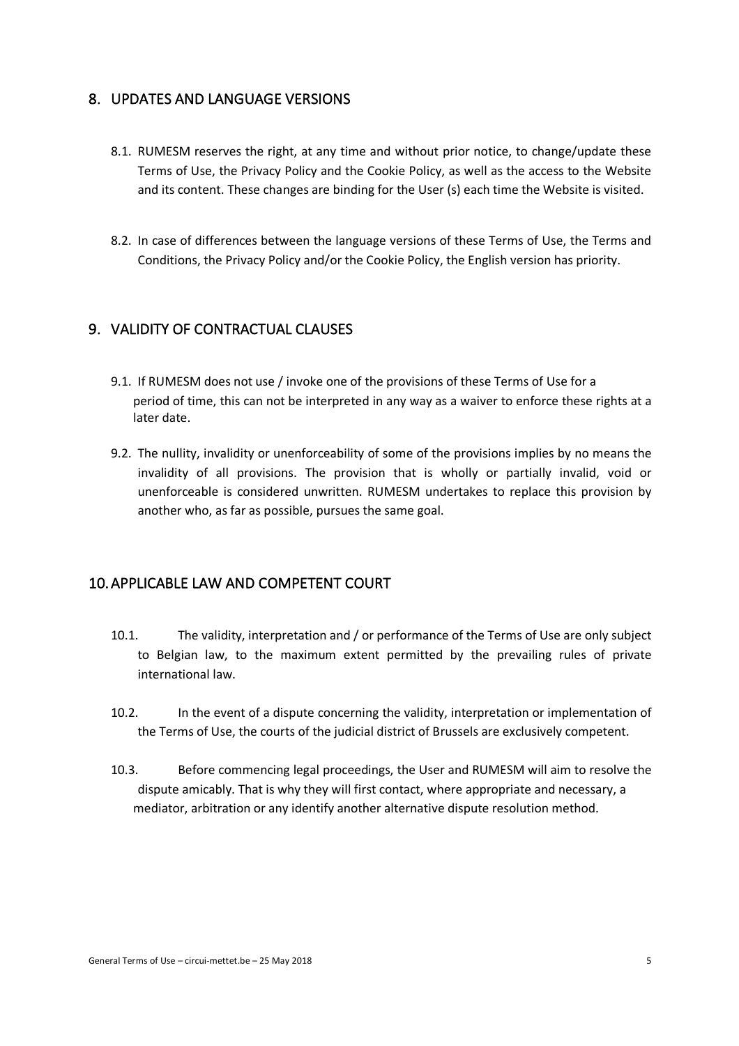## 8. UPDATES AND LANGUAGE VERSIONS

8.1. RUMESM reserves the right, at any time and without prior notice, to change/update these Terms of Use, the Privacy Policy and the Cookie Policy, as well as the access to the Website and its content. These changes are binding for the User (s) each time the Website is visited.

8.2. In case of differences between the language versions of these Terms of Use, the Terms and Conditions, the Privacy Policy and/or the Cookie Policy, the English version has priority.

## 9. VALIDITY OF CONTRACTUAL CLAUSES

9.1. If RUMESM does not use / invoke one of the provisions of these Terms of Use for a period of time, this can not be interpreted in any way as a waiver to enforce these rights at a later date.

9.2. The nullity, invalidity or unenforceability of some of the provisions implies by no means the invalidity of all provisions. The provision that is wholly or partially invalid, void or unenforceable is considered unwritten. RUMESM undertakes to replace this provision by another who, as far as possible, pursues the same goal.

## 10. APPLICABLE LAW AND COMPETENT COURT

10.1. The validity, interpretation and / or performance of the Terms of Use are only subject to Belgian law, to the maximum extent permitted by the prevailing rules of private international law.

10.2. In the event of a dispute concerning the validity, interpretation or implementation of the Terms of Use, the courts of the judicial district of Brussels are exclusively competent.

10.3. Before commencing legal proceedings, the User and RUMESM will aim to resolve the dispute amicably. That is why they will first contact, where appropriate and necessary, a mediator, arbitration or any identify another alternative dispute resolution method.